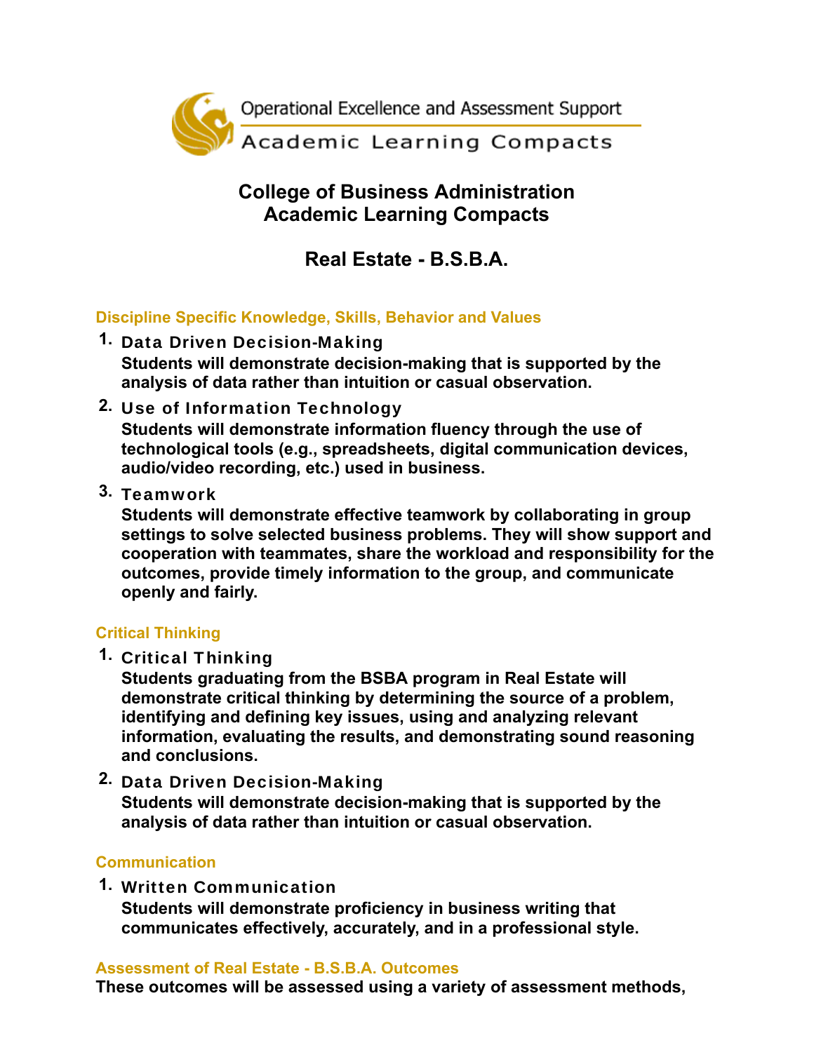Operational Excellence and Assessment Support

Academic Learning Compacts

# College of Business Administration
# Academic Learning Compacts

## Real Estate - B.S.B.A.

### Discipline Specific Knowledge, Skills, Behavior and Values

1. **Data Driven Decision-Making**
   **Students will demonstrate decision-making that is supported by the analysis of data rather than intuition or casual observation.**
2. **Use of Information Technology**
   **Students will demonstrate information fluency through the use of technological tools (e.g., spreadsheets, digital communication devices, audio/video recording, etc.) used in business.**
3. **Teamwork**
   **Students will demonstrate effective teamwork by collaborating in group settings to solve selected business problems. They will show support and cooperation with teammates, share the workload and responsibility for the outcomes, provide timely information to the group, and communicate openly and fairly.**

### Critical Thinking

1. **Critical Thinking**
   **Students graduating from the BSBA program in Real Estate will demonstrate critical thinking by determining the source of a problem, identifying and defining key issues, using and analyzing relevant information, evaluating the results, and demonstrating sound reasoning and conclusions.**
2. **Data Driven Decision-Making**
   **Students will demonstrate decision-making that is supported by the analysis of data rather than intuition or casual observation.**

### Communication

1. **Written Communication**
   **Students will demonstrate proficiency in business writing that communicates effectively, accurately, and in a professional style.**

### Assessment of Real Estate - B.S.B.A. Outcomes

**These outcomes will be assessed using a variety of assessment methods,**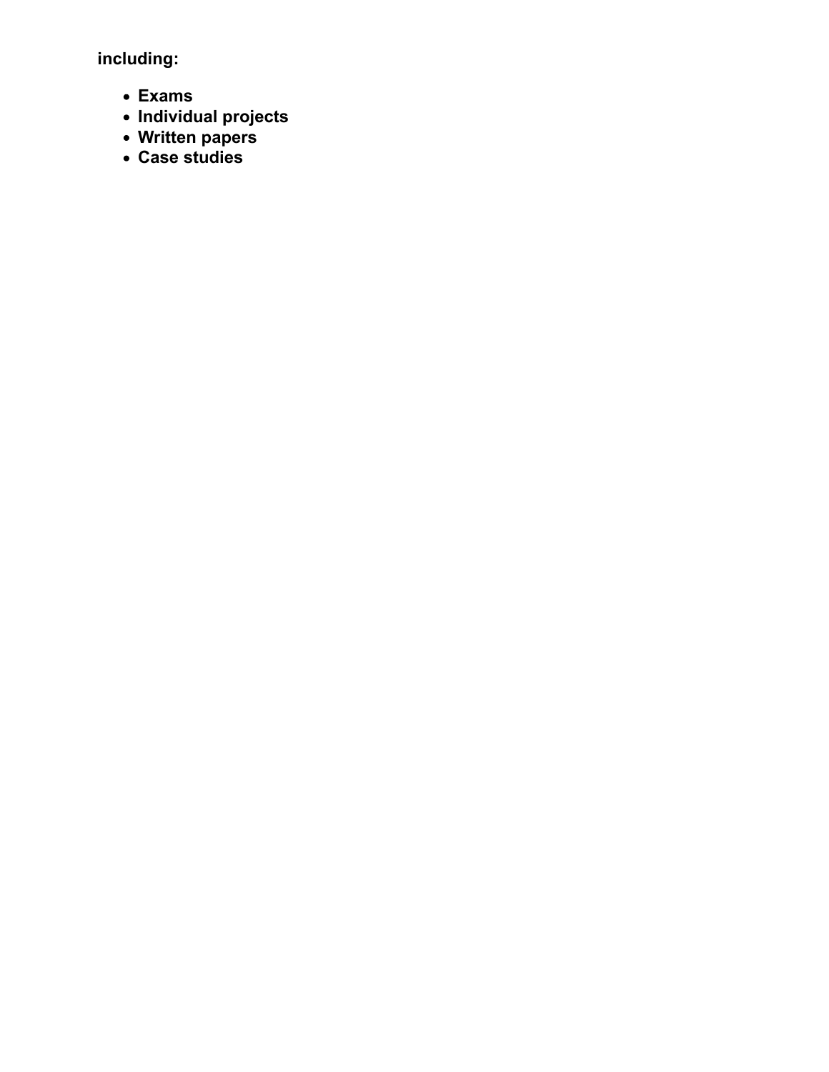**including:**

- **Exams**
- **Individual projects**
- **Written papers**
- **Case studies**